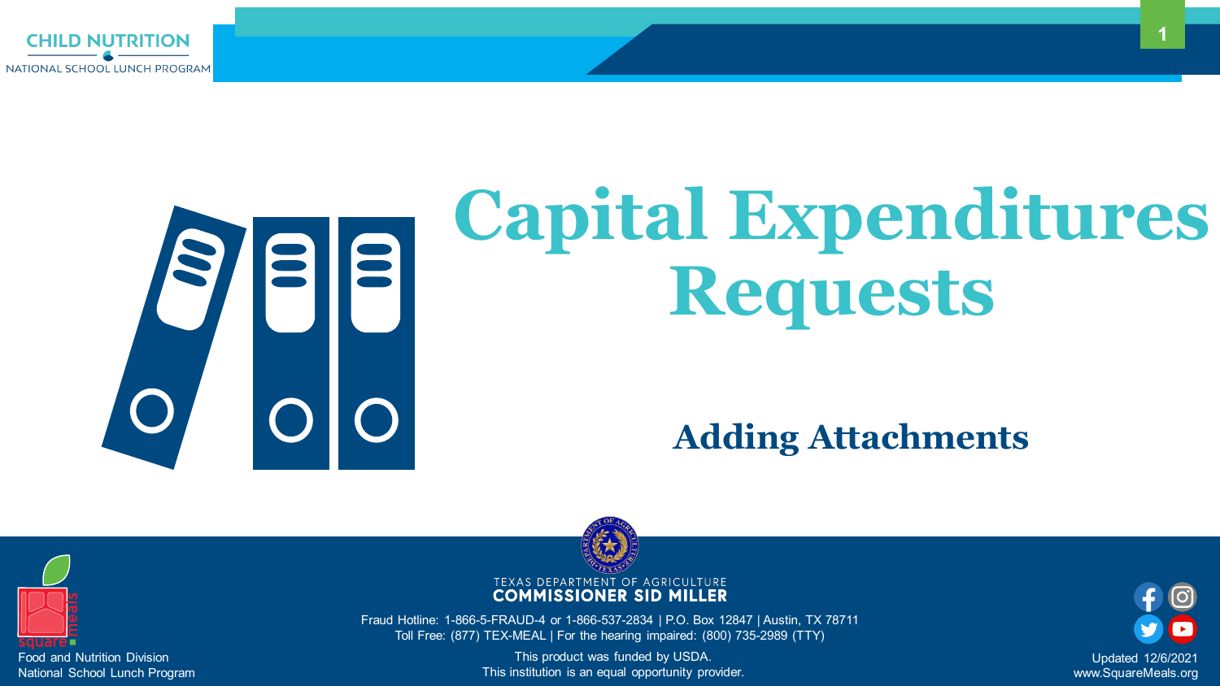CHILD NUTRITION

NATIONAL SCHOOL LUNCH PROGRAM

# Capital Expenditures Requests

## Adding Attachments

TEXAS DEPARTMENT OF AGRICULTURE
COMMISSIONER SID MILLER

Fraud Hotline: 1-866-5-FRAUD-4 or 1-866-537-2834 | P.O. Box 12847 | Austin, TX 78711
Toll Free: (877) TEX-MEAL | For the hearing impaired: (800) 735-2989 (TTY)

This product was funded by USDA.
This institution is an equal opportunity provider.

Food and Nutrition Division
National School Lunch Program

Updated 12/6/2021
www.SquareMeals.org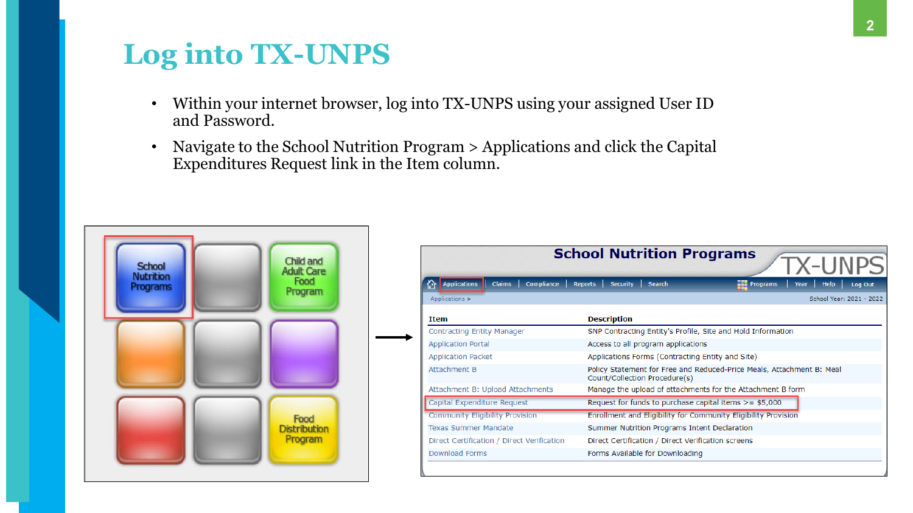# Log into TX-UNPS

- Within your internet browser, log into TX-UNPS using your assigned User ID and Password.
- Navigate to the School Nutrition Program > Applications and click the Capital Expenditures Request link in the Item column.

School Nutrition Programs

Child and Adult Care Food Program

Food Distribution Program

School Nutrition Programs — TX-UNPS

Applications | Claims | Compliance | Reports | Security | Search | Programs | Year | Help | Log Out

Applications >

School Year: 2021 - 2022

| Item | Description |
|---|---|
| Contracting Entity Manager | SNP Contracting Entity's Profile, Site and Hold Information |
| Application Portal | Access to all program applications |
| Application Packet | Applications Forms (Contracting Entity and Site) |
| Attachment B | Policy Statement for Free and Reduced-Price Meals, Attachment B: Meal Count/Collection Procedure(s) |
| Attachment B: Upload Attachments | Manage the upload of attachments for the Attachment B form |
| Capital Expenditure Request | Request for funds to purchase capital items >= $5,000 |
| Community Eligibility Provision | Enrollment and Eligibility for Community Eligibility Provision |
| Texas Summer Mandate | Summer Nutrition Programs Intent Declaration |
| Direct Certification / Direct Verification | Direct Certification / Direct Verification screens |
| Download Forms | Forms Available for Downloading |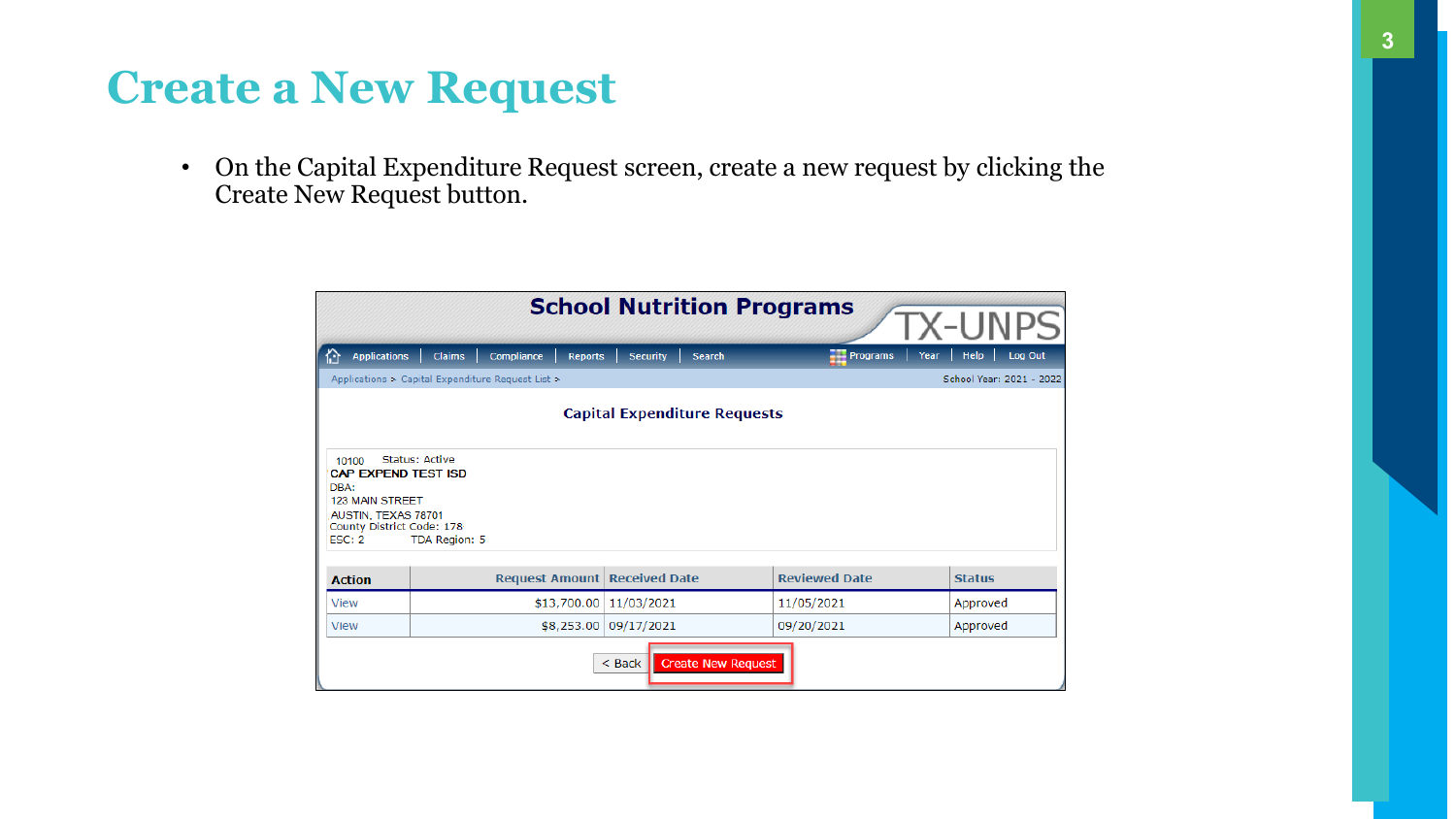# Create a New Request

- On the Capital Expenditure Request screen, create a new request by clicking the Create New Request button.

School Nutrition Programs

TX-UNPS

Applications | Claims | Compliance | Reports | Security | Search | Programs | Year | Help | Log Out

Applications > Capital Expenditure Request List >

School Year: 2021 - 2022

Capital Expenditure Requests

10100 Status: Active
CAP EXPEND TEST ISD
DBA:
123 MAIN STREET
AUSTIN, TEXAS 78701
County District Code: 178
ESC: 2 TDA Region: 5

| Action | Request Amount | Received Date | Reviewed Date | Status |
|---|---|---|---|---|
| View | $13,700.00 | 11/03/2021 | 11/05/2021 | Approved |
| View | $8,253.00 | 09/17/2021 | 09/20/2021 | Approved |

< Back | Create New Request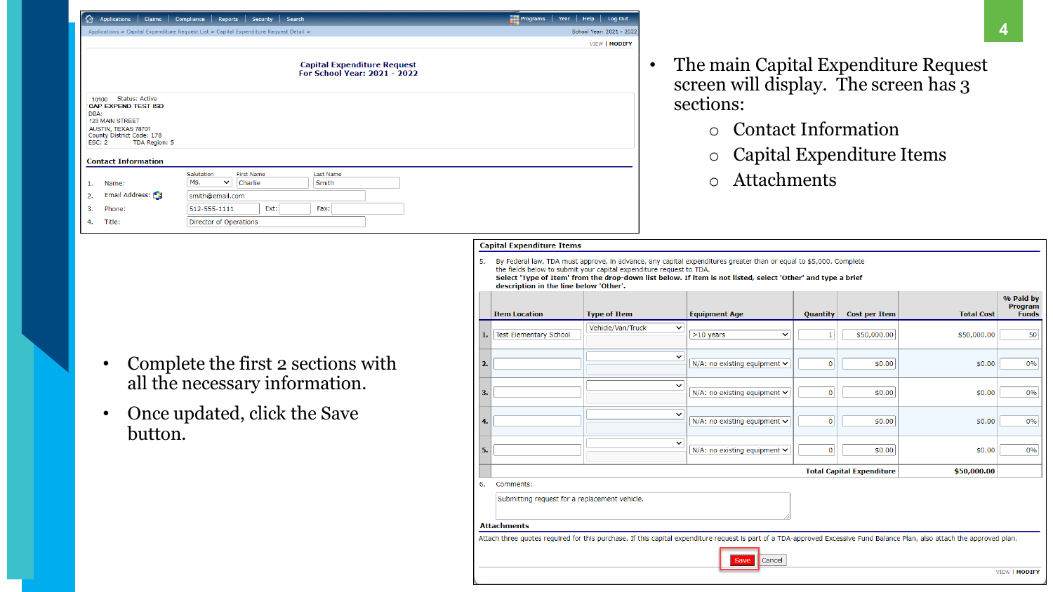- The main Capital Expenditure Request screen will display. The screen has 3 sections:
  - Contact Information
  - Capital Expenditure Items
  - Attachments

Applications | Claims | Compliance | Reports | Security | Search | Programs | Year | Help | Log Out

Applications > Capital Expenditure Request List > Capital Expenditure Request Detail >

School Year: 2021 - 2022

VIEW | MODIFY

**Capital Expenditure Request**
**For School Year: 2021 - 2022**

10100 Status: Active
CAP EXPEND TEST ISD
DBA:
123 MAIN STREET
AUSTIN, TEXAS 78701
County District Code: 178
ESC: 2 TDA Region: 5

**Contact Information**

| | | Salutation | First Name | Last Name |
|---|---|---|---|---|
| 1. | Name: | Ms. | Charlie | Smith |
| 2. | Email Address: | smith@email.com | | |
| 3. | Phone: | 512-555-1111 Ext: Fax: | | |
| 4. | Title: | Director of Operations | | |

- Complete the first 2 sections with all the necessary information.
- Once updated, click the Save button.

**Capital Expenditure Items**

5. By Federal law, TDA must approve, in advance, any capital expenditures greater than or equal to $5,000. Complete the fields below to submit your capital expenditure request to TDA.
**Select 'Type of Item' from the drop-down list below. If item is not listed, select 'Other' and type a brief description in the line below 'Other'.**

| | Item Location | Type of Item | Equipment Age | Quantity | Cost per Item | Total Cost | % Paid by Program Funds |
|---|---|---|---|---|---|---|---|
| 1. | Test Elementary School | Vehicle/Van/Truck | >10 years | 1 | $50,000.00 | $50,000.00 | 50 |
| 2. | | | N/A: no existing equipment | 0 | $0.00 | $0.00 | 0% |
| 3. | | | N/A: no existing equipment | 0 | $0.00 | $0.00 | 0% |
| 4. | | | N/A: no existing equipment | 0 | $0.00 | $0.00 | 0% |
| 5. | | | N/A: no existing equipment | 0 | $0.00 | $0.00 | 0% |
| | | | | | **Total Capital Expenditure** | **$50,000.00** | |

6. Comments:
Submitting request for a replacement vehicle.

**Attachments**

Attach three quotes required for this purchase. If this capital expenditure request is part of a TDA-approved Excessive Fund Balance Plan, also attach the approved plan.

Save | Cancel

VIEW | MODIFY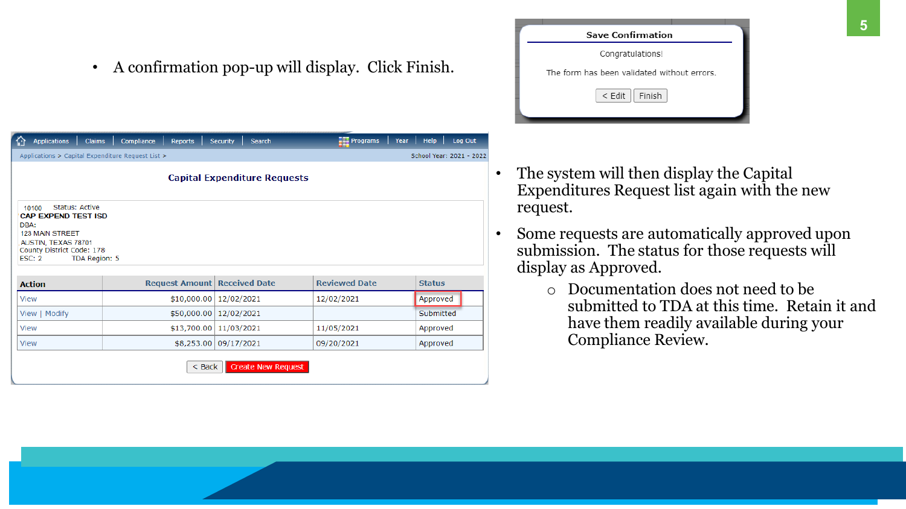- A confirmation pop-up will display. Click Finish.

**Save Confirmation**

Congratulations!

The form has been validated without errors.

< Edit | Finish

Applications | Claims | Compliance | Reports | Security | Search | Programs | Year | Help | Log Out

Applications > Capital Expenditure Request List > School Year: 2021 - 2022

**Capital Expenditure Requests**

10100 Status: Active
**CAP EXPEND TEST ISD**
DBA:
123 MAIN STREET
AUSTIN, TEXAS 78701
County District Code: 178
ESC: 2 TDA Region: 5

| Action | Request Amount | Received Date | Reviewed Date | Status |
|---|---|---|---|---|
| View | $10,000.00 | 12/02/2021 | 12/02/2021 | Approved |
| View \| Modify | $50,000.00 | 12/02/2021 | | Submitted |
| View | $13,700.00 | 11/03/2021 | 11/05/2021 | Approved |
| View | $8,253.00 | 09/17/2021 | 09/20/2021 | Approved |

< Back | Create New Request

- The system will then display the Capital Expenditures Request list again with the new request.
- Some requests are automatically approved upon submission. The status for those requests will display as Approved.
  - Documentation does not need to be submitted to TDA at this time. Retain it and have them readily available during your Compliance Review.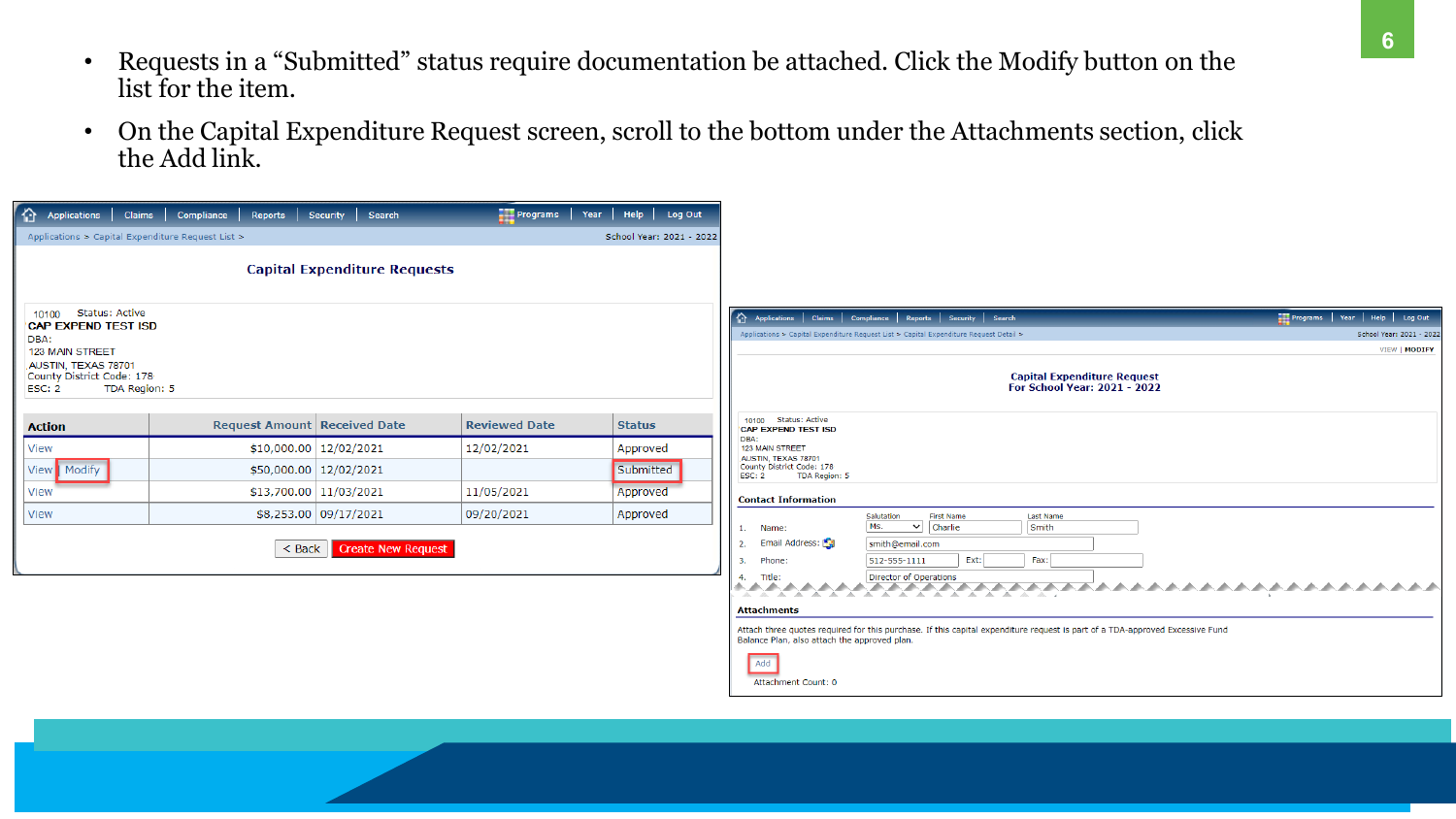- Requests in a "Submitted" status require documentation be attached. Click the Modify button on the list for the item.
- On the Capital Expenditure Request screen, scroll to the bottom under the Attachments section, click the Add link.

Applications | Claims | Compliance | Reports | Security | Search | Programs | Year | Help | Log Out

Applications > Capital Expenditure Request List >    School Year: 2021 - 2022

### Capital Expenditure Requests

10100 Status: Active
CAP EXPEND TEST ISD
DBA:
123 MAIN STREET
AUSTIN, TEXAS 78701
County District Code: 178
ESC: 2 TDA Region: 5

| Action | Request Amount | Received Date | Reviewed Date | Status |
|---|---|---|---|---|
| View | $10,000.00 | 12/02/2021 | 12/02/2021 | Approved |
| View Modify | $50,000.00 | 12/02/2021 | | Submitted |
| View | $13,700.00 | 11/03/2021 | 11/05/2021 | Approved |
| View | $8,253.00 | 09/17/2021 | 09/20/2021 | Approved |

< Back | Create New Request

Applications | Claims | Compliance | Reports | Security | Search | Programs | Year | Help | Log Out

Applications > Capital Expenditure Request List > Capital Expenditure Request Detail >    School Year: 2021 - 2022

VIEW | MODIFY

### Capital Expenditure Request For School Year: 2021 - 2022

10100 Status: Active
CAP EXPEND TEST ISD
DBA:
123 MAIN STREET
AUSTIN, TEXAS 78701
County District Code: 178
ESC: 2 TDA Region: 5

**Contact Information**

| | | Salutation | First Name | Last Name |
|---|---|---|---|---|
| 1. | Name: | Ms. | Charlie | Smith |
| 2. | Email Address: | smith@email.com | | |
| 3. | Phone: | 512-555-1111 | Ext: | Fax: |
| 4. | Title: | Director of Operations | | |

**Attachments**

Attach three quotes required for this purchase. If this capital expenditure request is part of a TDA-approved Excessive Fund Balance Plan, also attach the approved plan.

Add

Attachment Count: 0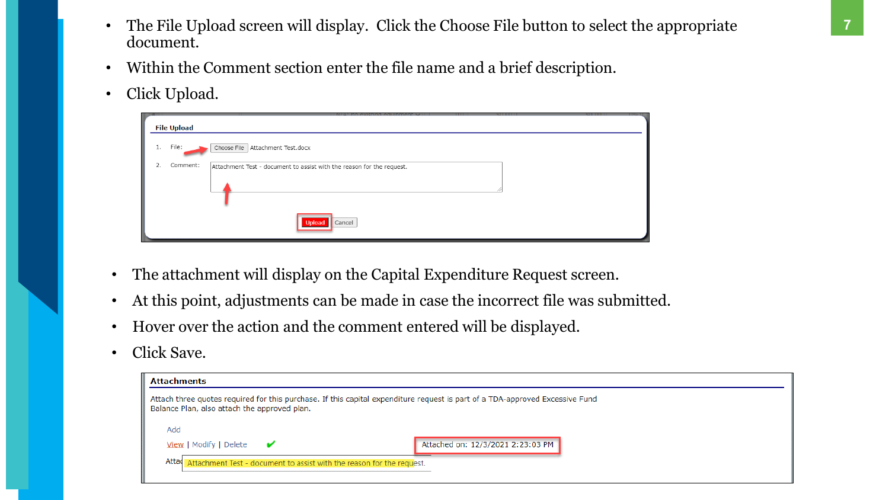- The File Upload screen will display. Click the Choose File button to select the appropriate document.
- Within the Comment section enter the file name and a brief description.
- Click Upload.

**File Upload**

1. File: Choose File Attachment Test.docx
2. Comment: Attachment Test - document to assist with the reason for the request.

Upload | Cancel

- The attachment will display on the Capital Expenditure Request screen.
- At this point, adjustments can be made in case the incorrect file was submitted.
- Hover over the action and the comment entered will be displayed.
- Click Save.

**Attachments**

Attach three quotes required for this purchase. If this capital expenditure request is part of a TDA-approved Excessive Fund Balance Plan, also attach the approved plan.

Add

View | Modify | Delete ✔ Attached on: 12/3/2021 2:23:03 PM

Attac Attachment Test - document to assist with the reason for the request.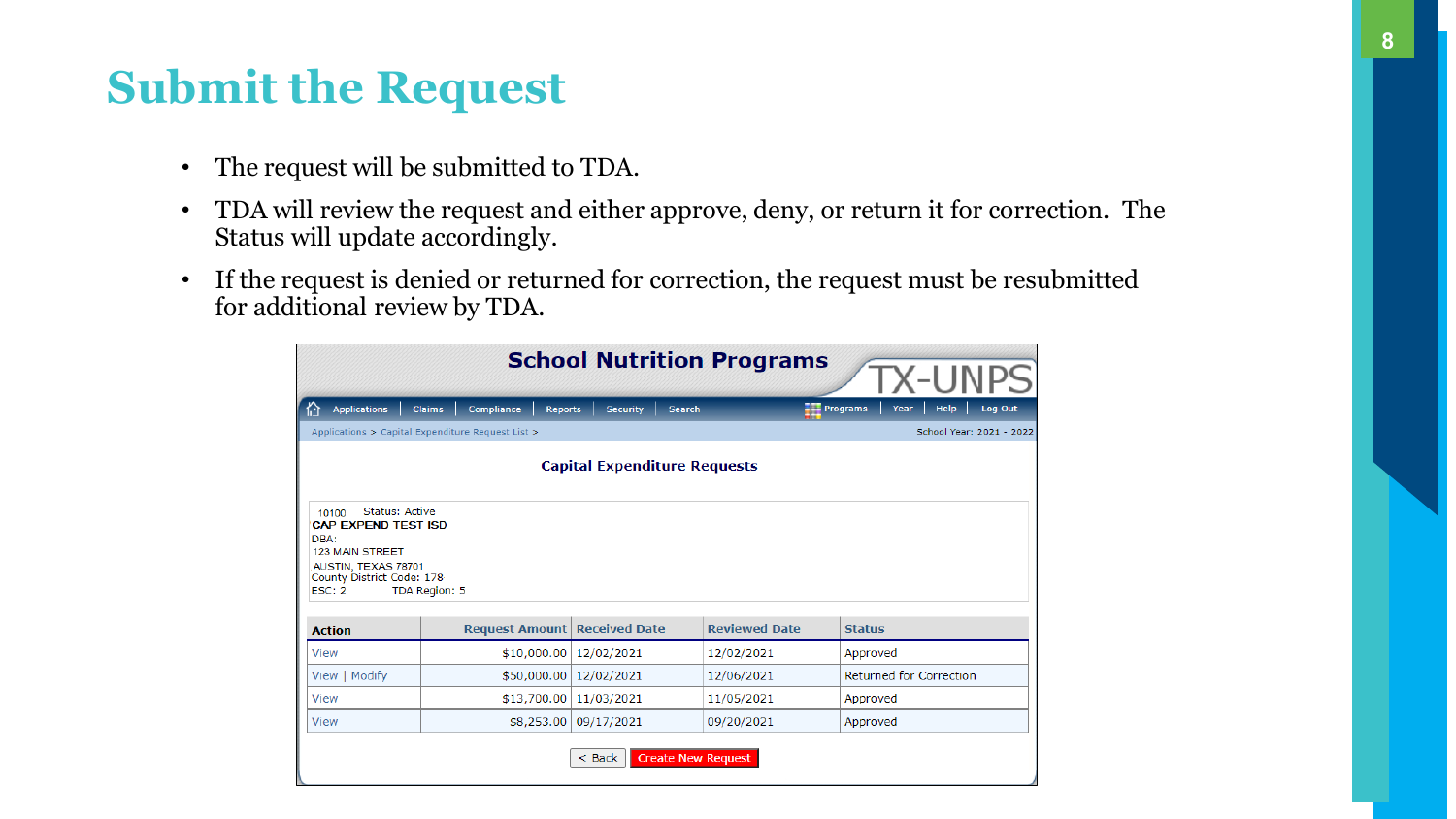# Submit the Request

- The request will be submitted to TDA.
- TDA will review the request and either approve, deny, or return it for correction. The Status will update accordingly.
- If the request is denied or returned for correction, the request must be resubmitted for additional review by TDA.

School Nutrition Programs

TX-UNPS

Applications | Claims | Compliance | Reports | Security | Search | Programs | Year | Help | Log Out

Applications > Capital Expenditure Request List >

School Year: 2021 - 2022

**Capital Expenditure Requests**

10100 Status: Active
**CAP EXPEND TEST ISD**
DBA:
123 MAIN STREET
AUSTIN, TEXAS 78701
County District Code: 178
ESC: 2 TDA Region: 5

| Action | Request Amount | Received Date | Reviewed Date | Status |
|---|---|---|---|---|
| View | $10,000.00 | 12/02/2021 | 12/02/2021 | Approved |
| View \| Modify | $50,000.00 | 12/02/2021 | 12/06/2021 | Returned for Correction |
| View | $13,700.00 | 11/03/2021 | 11/05/2021 | Approved |
| View | $8,253.00 | 09/17/2021 | 09/20/2021 | Approved |

< Back | Create New Request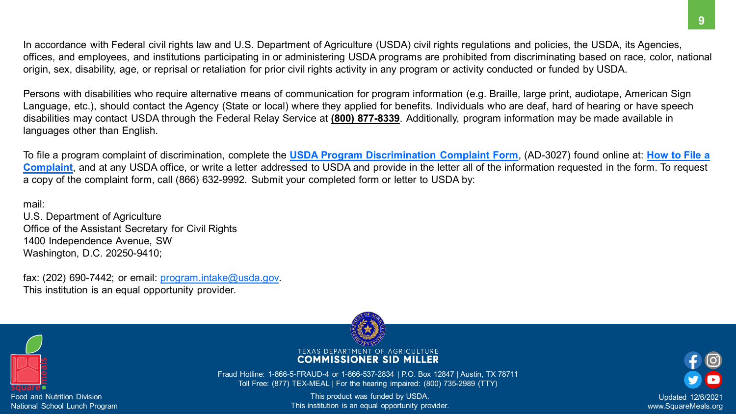In accordance with Federal civil rights law and U.S. Department of Agriculture (USDA) civil rights regulations and policies, the USDA, its Agencies, offices, and employees, and institutions participating in or administering USDA programs are prohibited from discriminating based on race, color, national origin, sex, disability, age, or reprisal or retaliation for prior civil rights activity in any program or activity conducted or funded by USDA.

Persons with disabilities who require alternative means of communication for program information (e.g. Braille, large print, audiotape, American Sign Language, etc.), should contact the Agency (State or local) where they applied for benefits. Individuals who are deaf, hard of hearing or have speech disabilities may contact USDA through the Federal Relay Service at **(800) 877-8339**. Additionally, program information may be made available in languages other than English.

To file a program complaint of discrimination, complete the **USDA Program Discrimination Complaint Form**, (AD-3027) found online at: **How to File a Complaint**, and at any USDA office, or write a letter addressed to USDA and provide in the letter all of the information requested in the form. To request a copy of the complaint form, call (866) 632-9992. Submit your completed form or letter to USDA by:

mail:
U.S. Department of Agriculture
Office of the Assistant Secretary for Civil Rights
1400 Independence Avenue, SW
Washington, D.C. 20250-9410;

fax: (202) 690-7442; or email: program.intake@usda.gov.
This institution is an equal opportunity provider.

Food and Nutrition Division
National School Lunch Program

TEXAS DEPARTMENT OF AGRICULTURE
COMMISSIONER SID MILLER

Fraud Hotline: 1-866-5-FRAUD-4 or 1-866-537-2834 | P.O. Box 12847 | Austin, TX 78711
Toll Free: (877) TEX-MEAL | For the hearing impaired: (800) 735-2989 (TTY)

This product was funded by USDA.
This institution is an equal opportunity provider.

Updated 12/6/2021
www.SquareMeals.org